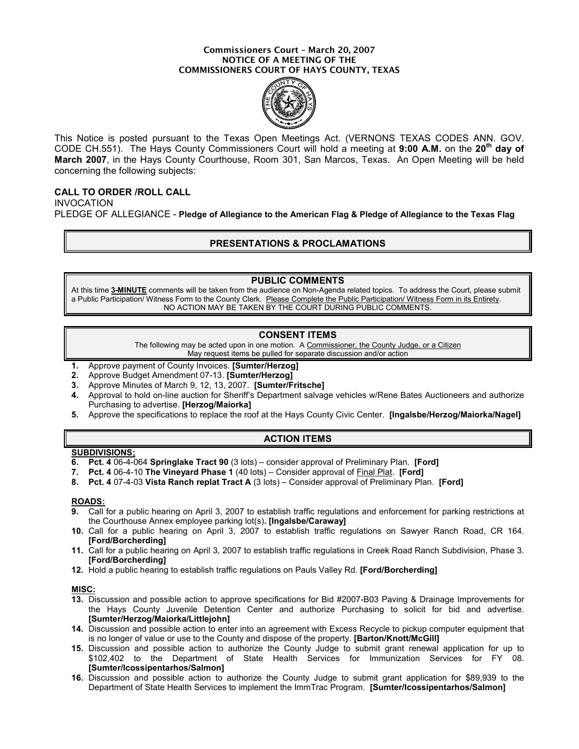# Commissioners Court – March 20, 2007
## NOTICE OF A MEETING OF THE
## COMMISSIONERS COURT OF HAYS COUNTY, TEXAS

This Notice is posted pursuant to the Texas Open Meetings Act. (VERNONS TEXAS CODES ANN. GOV. CODE CH.551). The Hays County Commissioners Court will hold a meeting at **9:00 A.M.** on the **20th day of March 2007**, in the Hays County Courthouse, Room 301, San Marcos, Texas. An Open Meeting will be held concerning the following subjects:

**CALL TO ORDER /ROLL CALL**

INVOCATION

PLEDGE OF ALLEGIANCE - **Pledge of Allegiance to the American Flag & Pledge of Allegiance to the Texas Flag**

## PRESENTATIONS & PROCLAMATIONS

## PUBLIC COMMENTS

At this time **3-MINUTE** comments will be taken from the audience on Non-Agenda related topics. To address the Court, please submit a Public Participation/ Witness Form to the County Clerk. Please Complete the Public Participation/ Witness Form in its Entirety. NO ACTION MAY BE TAKEN BY THE COURT DURING PUBLIC COMMENTS.

## CONSENT ITEMS

The following may be acted upon in one motion. A Commissioner, the County Judge, or a Citizen May request items be pulled for separate discussion and/or action

1. Approve payment of County Invoices. **[Sumter/Herzog]**
2. Approve Budget Amendment 07-13. **[Sumter/Herzog]**
3. Approve Minutes of March 9, 12, 13, 2007. **[Sumter/Fritsche]**
4. Approval to hold on-line auction for Sheriff's Department salvage vehicles w/Rene Bates Auctioneers and authorize Purchasing to advertise. **[Herzog/Maiorka]**
5. Approve the specifications to replace the roof at the Hays County Civic Center. **[Ingalsbe/Herzog/Maiorka/Nagel]**

## ACTION ITEMS

**SUBDIVISIONS;**

6. **Pct. 4** 06-4-064 **Springlake Tract 90** (3 lots) – consider approval of Preliminary Plan. **[Ford]**
7. **Pct. 4** 06-4-10 **The Vineyard Phase 1** (40 lots) – Consider approval of Final Plat. **[Ford]**
8. **Pct. 4** 07-4-03 **Vista Ranch replat Tract A** (3 lots) – Consider approval of Preliminary Plan. **[Ford]**

**ROADS:**

9. Call for a public hearing on April 3, 2007 to establish traffic regulations and enforcement for parking restrictions at the Courthouse Annex employee parking lot(s). **[Ingalsbe/Caraway]**
10. Call for a public hearing on April 3, 2007 to establish traffic regulations on Sawyer Ranch Road, CR 164. **[Ford/Borcherding]**
11. Call for a public hearing on April 3, 2007 to establish traffic regulations in Creek Road Ranch Subdivision, Phase 3. **[Ford/Borcherding]**
12. Hold a public hearing to establish traffic regulations on Pauls Valley Rd. **[Ford/Borcherding]**

**MISC:**

13. Discussion and possible action to approve specifications for Bid #2007-B03 Paving & Drainage Improvements for the Hays County Juvenile Detention Center and authorize Purchasing to solicit for bid and advertise. **[Sumter/Herzog/Maiorka/Littlejohn]**
14. Discussion and possible action to enter into an agreement with Excess Recycle to pickup computer equipment that is no longer of value or use to the County and dispose of the property. **[Barton/Knott/McGill]**
15. Discussion and possible action to authorize the County Judge to submit grant renewal application for up to $102,402 to the Department of State Health Services for Immunization Services for FY 08. **[Sumter/Icossipentarhos/Salmon]**
16. Discussion and possible action to authorize the County Judge to submit grant application for $89,939 to the Department of State Health Services to implement the ImmTrac Program. **[Sumter/Icossipentarhos/Salmon]**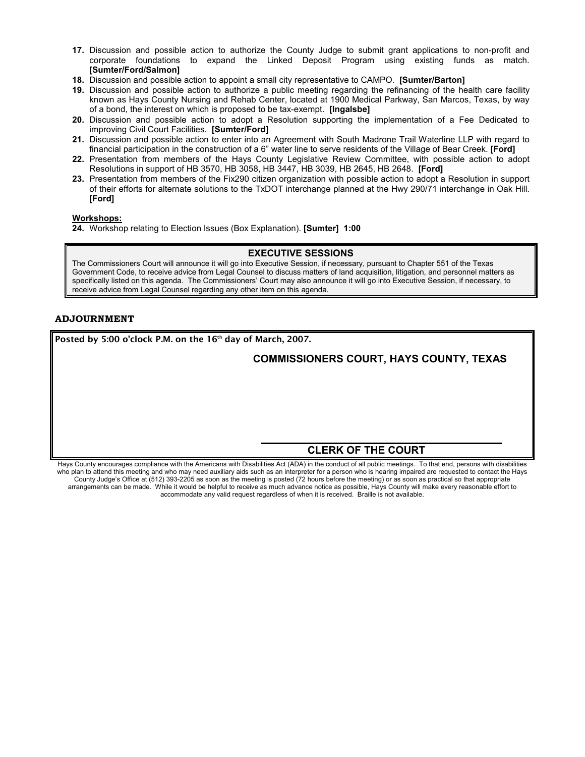17. Discussion and possible action to authorize the County Judge to submit grant applications to non-profit and corporate foundations to expand the Linked Deposit Program using existing funds as match. **[Sumter/Ford/Salmon]**
18. Discussion and possible action to appoint a small city representative to CAMPO. **[Sumter/Barton]**
19. Discussion and possible action to authorize a public meeting regarding the refinancing of the health care facility known as Hays County Nursing and Rehab Center, located at 1900 Medical Parkway, San Marcos, Texas, by way of a bond, the interest on which is proposed to be tax-exempt. **[Ingalsbe]**
20. Discussion and possible action to adopt a Resolution supporting the implementation of a Fee Dedicated to improving Civil Court Facilities. **[Sumter/Ford]**
21. Discussion and possible action to enter into an Agreement with South Madrone Trail Waterline LLP with regard to financial participation in the construction of a 6" water line to serve residents of the Village of Bear Creek. **[Ford]**
22. Presentation from members of the Hays County Legislative Review Committee, with possible action to adopt Resolutions in support of HB 3570, HB 3058, HB 3447, HB 3039, HB 2645, HB 2648. **[Ford]**
23. Presentation from members of the Fix290 citizen organization with possible action to adopt a Resolution in support of their efforts for alternate solutions to the TxDOT interchange planned at the Hwy 290/71 interchange in Oak Hill. **[Ford]**

**Workshops:**

24. Workshop relating to Election Issues (Box Explanation). **[Sumter] 1:00**

## EXECUTIVE SESSIONS

The Commissioners Court will announce it will go into Executive Session, if necessary, pursuant to Chapter 551 of the Texas Government Code, to receive advice from Legal Counsel to discuss matters of land acquisition, litigation, and personnel matters as specifically listed on this agenda. The Commissioners' Court may also announce it will go into Executive Session, if necessary, to receive advice from Legal Counsel regarding any other item on this agenda.

## ADJOURNMENT

**Posted by 5:00 o'clock P.M. on the 16th day of March, 2007.**

**COMMISSIONERS COURT, HAYS COUNTY, TEXAS**

**CLERK OF THE COURT**

Hays County encourages compliance with the Americans with Disabilities Act (ADA) in the conduct of all public meetings. To that end, persons with disabilities who plan to attend this meeting and who may need auxiliary aids such as an interpreter for a person who is hearing impaired are requested to contact the Hays County Judge's Office at (512) 393-2205 as soon as the meeting is posted (72 hours before the meeting) or as soon as practical so that appropriate arrangements can be made. While it would be helpful to receive as much advance notice as possible, Hays County will make every reasonable effort to accommodate any valid request regardless of when it is received. Braille is not available.